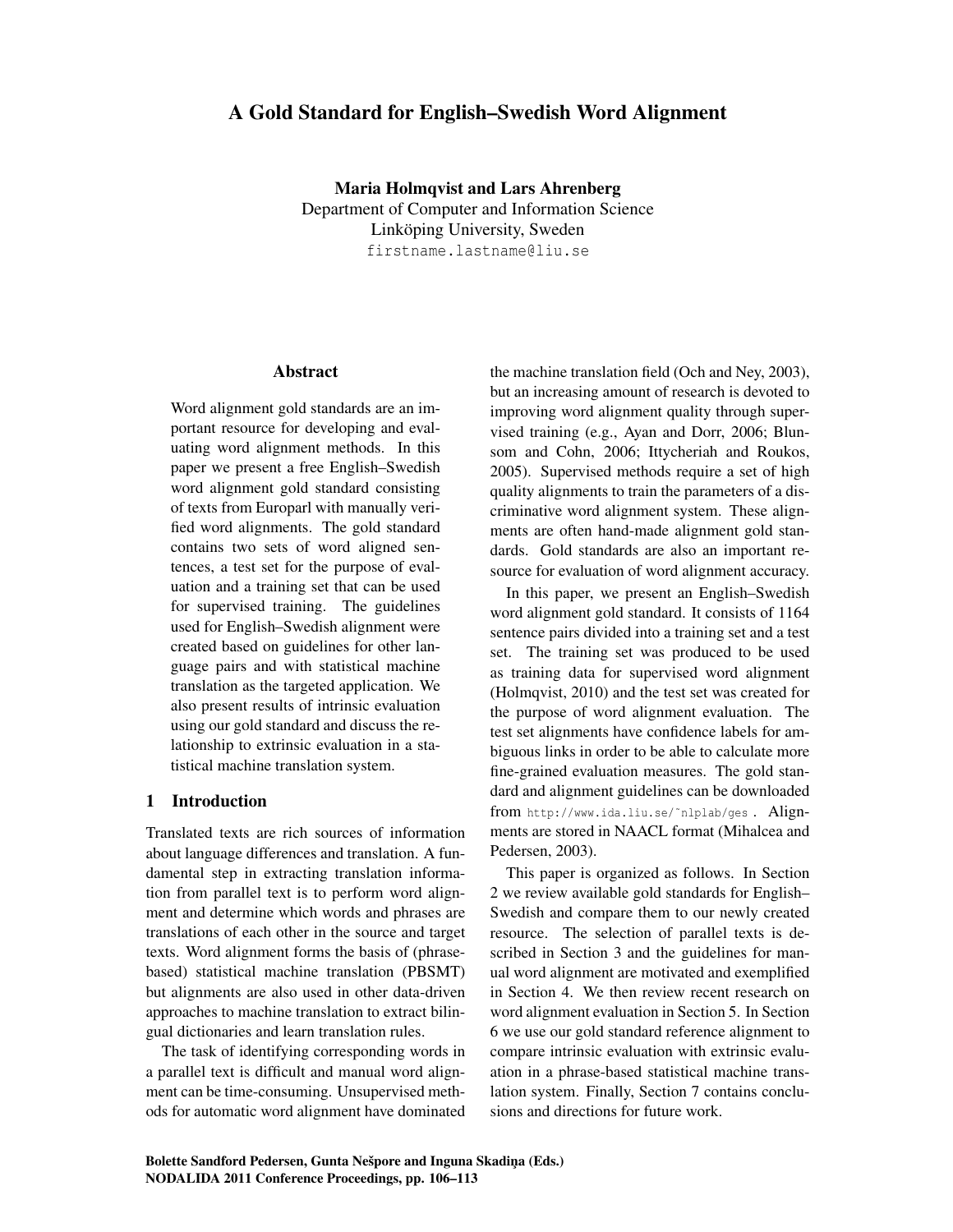# A Gold Standard for English–Swedish Word Alignment

**Maria Holmqvist and Lars Ahrenberg**
Department of Computer and Information Science
Linköping University, Sweden
firstname.lastname@liu.se

## Abstract

Word alignment gold standards are an important resource for developing and evaluating word alignment methods. In this paper we present a free English–Swedish word alignment gold standard consisting of texts from Europarl with manually verified word alignments. The gold standard contains two sets of word aligned sentences, a test set for the purpose of evaluation and a training set that can be used for supervised training. The guidelines used for English–Swedish alignment were created based on guidelines for other language pairs and with statistical machine translation as the targeted application. We also present results of intrinsic evaluation using our gold standard and discuss the relationship to extrinsic evaluation in a statistical machine translation system.

## 1 Introduction

Translated texts are rich sources of information about language differences and translation. A fundamental step in extracting translation information from parallel text is to perform word alignment and determine which words and phrases are translations of each other in the source and target texts. Word alignment forms the basis of (phrase-based) statistical machine translation (PBSMT) but alignments are also used in other data-driven approaches to machine translation to extract bilingual dictionaries and learn translation rules.

The task of identifying corresponding words in a parallel text is difficult and manual word alignment can be time-consuming. Unsupervised methods for automatic word alignment have dominated the machine translation field (Och and Ney, 2003), but an increasing amount of research is devoted to improving word alignment quality through supervised training (e.g., Ayan and Dorr, 2006; Blunsom and Cohn, 2006; Ittycheriah and Roukos, 2005). Supervised methods require a set of high quality alignments to train the parameters of a discriminative word alignment system. These alignments are often hand-made alignment gold standards. Gold standards are also an important resource for evaluation of word alignment accuracy.

In this paper, we present an English–Swedish word alignment gold standard. It consists of 1164 sentence pairs divided into a training set and a test set. The training set was produced to be used as training data for supervised word alignment (Holmqvist, 2010) and the test set was created for the purpose of word alignment evaluation. The test set alignments have confidence labels for ambiguous links in order to be able to calculate more fine-grained evaluation measures. The gold standard and alignment guidelines can be downloaded from http://www.ida.liu.se/~nlplab/ges . Alignments are stored in NAACL format (Mihalcea and Pedersen, 2003).

This paper is organized as follows. In Section 2 we review available gold standards for English–Swedish and compare them to our newly created resource. The selection of parallel texts is described in Section 3 and the guidelines for manual word alignment are motivated and exemplified in Section 4. We then review recent research on word alignment evaluation in Section 5. In Section 6 we use our gold standard reference alignment to compare intrinsic evaluation with extrinsic evaluation in a phrase-based statistical machine translation system. Finally, Section 7 contains conclusions and directions for future work.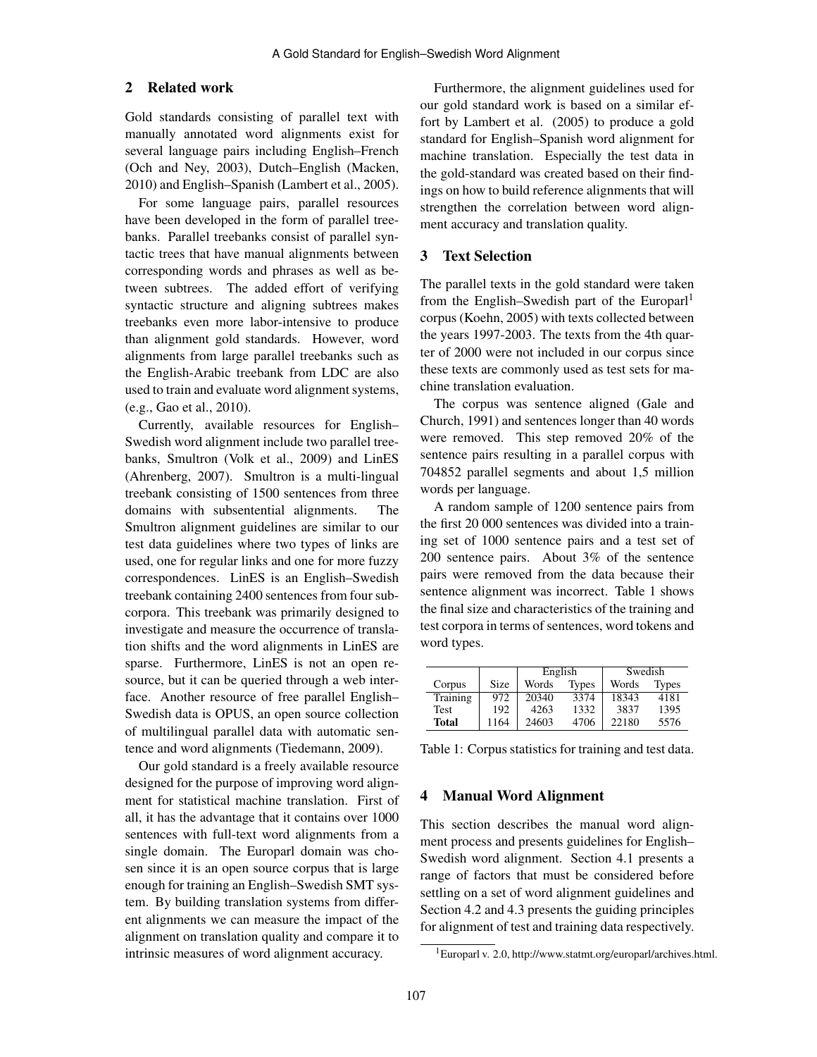## 2 Related work

Gold standards consisting of parallel text with manually annotated word alignments exist for several language pairs including English–French (Och and Ney, 2003), Dutch–English (Macken, 2010) and English–Spanish (Lambert et al., 2005).

For some language pairs, parallel resources have been developed in the form of parallel treebanks. Parallel treebanks consist of parallel syntactic trees that have manual alignments between corresponding words and phrases as well as between subtrees. The added effort of verifying syntactic structure and aligning subtrees makes treebanks even more labor-intensive to produce than alignment gold standards. However, word alignments from large parallel treebanks such as the English-Arabic treebank from LDC are also used to train and evaluate word alignment systems, (e.g., Gao et al., 2010).

Currently, available resources for English–Swedish word alignment include two parallel treebanks, Smultron (Volk et al., 2009) and LinES (Ahrenberg, 2007). Smultron is a multi-lingual treebank consisting of 1500 sentences from three domains with subsentential alignments. The Smultron alignment guidelines are similar to our test data guidelines where two types of links are used, one for regular links and one for more fuzzy correspondences. LinES is an English–Swedish treebank containing 2400 sentences from four subcorpora. This treebank was primarily designed to investigate and measure the occurrence of translation shifts and the word alignments in LinES are sparse. Furthermore, LinES is not an open resource, but it can be queried through a web interface. Another resource of free parallel English–Swedish data is OPUS, an open source collection of multilingual parallel data with automatic sentence and word alignments (Tiedemann, 2009).

Our gold standard is a freely available resource designed for the purpose of improving word alignment for statistical machine translation. First of all, it has the advantage that it contains over 1000 sentences with full-text word alignments from a single domain. The Europarl domain was chosen since it is an open source corpus that is large enough for training an English–Swedish SMT system. By building translation systems from different alignments we can measure the impact of the alignment on translation quality and compare it to intrinsic measures of word alignment accuracy.

Furthermore, the alignment guidelines used for our gold standard work is based on a similar effort by Lambert et al. (2005) to produce a gold standard for English–Spanish word alignment for machine translation. Especially the test data in the gold-standard was created based on their findings on how to build reference alignments that will strengthen the correlation between word alignment accuracy and translation quality.

## 3 Text Selection

The parallel texts in the gold standard were taken from the English–Swedish part of the Europarl[1] corpus (Koehn, 2005) with texts collected between the years 1997-2003. The texts from the 4th quarter of 2000 were not included in our corpus since these texts are commonly used as test sets for machine translation evaluation.

The corpus was sentence aligned (Gale and Church, 1991) and sentences longer than 40 words were removed. This step removed 20% of the sentence pairs resulting in a parallel corpus with 704852 parallel segments and about 1,5 million words per language.

A random sample of 1200 sentence pairs from the first 20 000 sentences was divided into a training set of 1000 sentence pairs and a test set of 200 sentence pairs. About 3% of the sentence pairs were removed from the data because their sentence alignment was incorrect. Table 1 shows the final size and characteristics of the training and test corpora in terms of sentences, word tokens and word types.

| | | English | | Swedish | |
|---|---|---|---|---|---|
| Corpus | Size | Words | Types | Words | Types |
| Training | 972 | 20340 | 3374 | 18343 | 4181 |
| Test | 192 | 4263 | 1332 | 3837 | 1395 |
| **Total** | 1164 | 24603 | 4706 | 22180 | 5576 |

Table 1: Corpus statistics for training and test data.

## 4 Manual Word Alignment

This section describes the manual word alignment process and presents guidelines for English–Swedish word alignment. Section 4.1 presents a range of factors that must be considered before settling on a set of word alignment guidelines and Section 4.2 and 4.3 presents the guiding principles for alignment of test and training data respectively.

[1] Europarl v. 2.0, http://www.statmt.org/europarl/archives.html.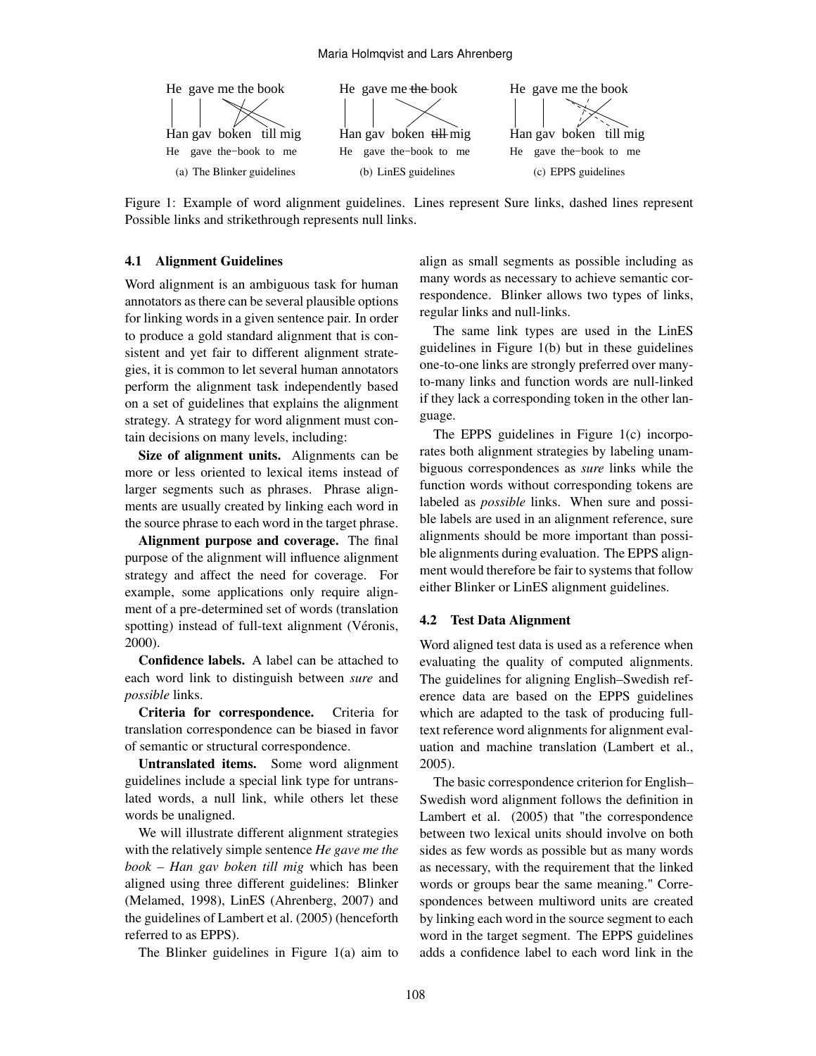He gave me the book — Han gav boken till mig (He gave the−book to me)

(a) The Blinker guidelines  (b) LinES guidelines  (c) EPPS guidelines

Figure 1: Example of word alignment guidelines. Lines represent Sure links, dashed lines represent Possible links and strikethrough represents null links.

### 4.1 Alignment Guidelines

Word alignment is an ambiguous task for human annotators as there can be several plausible options for linking words in a given sentence pair. In order to produce a gold standard alignment that is consistent and yet fair to different alignment strategies, it is common to let several human annotators perform the alignment task independently based on a set of guidelines that explains the alignment strategy. A strategy for word alignment must contain decisions on many levels, including:

**Size of alignment units.** Alignments can be more or less oriented to lexical items instead of larger segments such as phrases. Phrase alignments are usually created by linking each word in the source phrase to each word in the target phrase.

**Alignment purpose and coverage.** The final purpose of the alignment will influence alignment strategy and affect the need for coverage. For example, some applications only require alignment of a pre-determined set of words (translation spotting) instead of full-text alignment (Véronis, 2000).

**Confidence labels.** A label can be attached to each word link to distinguish between *sure* and *possible* links.

**Criteria for correspondence.** Criteria for translation correspondence can be biased in favor of semantic or structural correspondence.

**Untranslated items.** Some word alignment guidelines include a special link type for untranslated words, a null link, while others let these words be unaligned.

We will illustrate different alignment strategies with the relatively simple sentence *He gave me the book – Han gav boken till mig* which has been aligned using three different guidelines: Blinker (Melamed, 1998), LinES (Ahrenberg, 2007) and the guidelines of Lambert et al. (2005) (henceforth referred to as EPPS).

The Blinker guidelines in Figure 1(a) aim to align as small segments as possible including as many words as necessary to achieve semantic correspondence. Blinker allows two types of links, regular links and null-links.

The same link types are used in the LinES guidelines in Figure 1(b) but in these guidelines one-to-one links are strongly preferred over many-to-many links and function words are null-linked if they lack a corresponding token in the other language.

The EPPS guidelines in Figure 1(c) incorporates both alignment strategies by labeling unambiguous correspondences as *sure* links while the function words without corresponding tokens are labeled as *possible* links. When sure and possible labels are used in an alignment reference, sure alignments should be more important than possible alignments during evaluation. The EPPS alignment would therefore be fair to systems that follow either Blinker or LinES alignment guidelines.

### 4.2 Test Data Alignment

Word aligned test data is used as a reference when evaluating the quality of computed alignments. The guidelines for aligning English–Swedish reference data are based on the EPPS guidelines which are adapted to the task of producing full-text reference word alignments for alignment evaluation and machine translation (Lambert et al., 2005).

The basic correspondence criterion for English–Swedish word alignment follows the definition in Lambert et al. (2005) that "the correspondence between two lexical units should involve on both sides as few words as possible but as many words as necessary, with the requirement that the linked words or groups bear the same meaning." Correspondences between multiword units are created by linking each word in the source segment to each word in the target segment. The EPPS guidelines adds a confidence label to each word link in the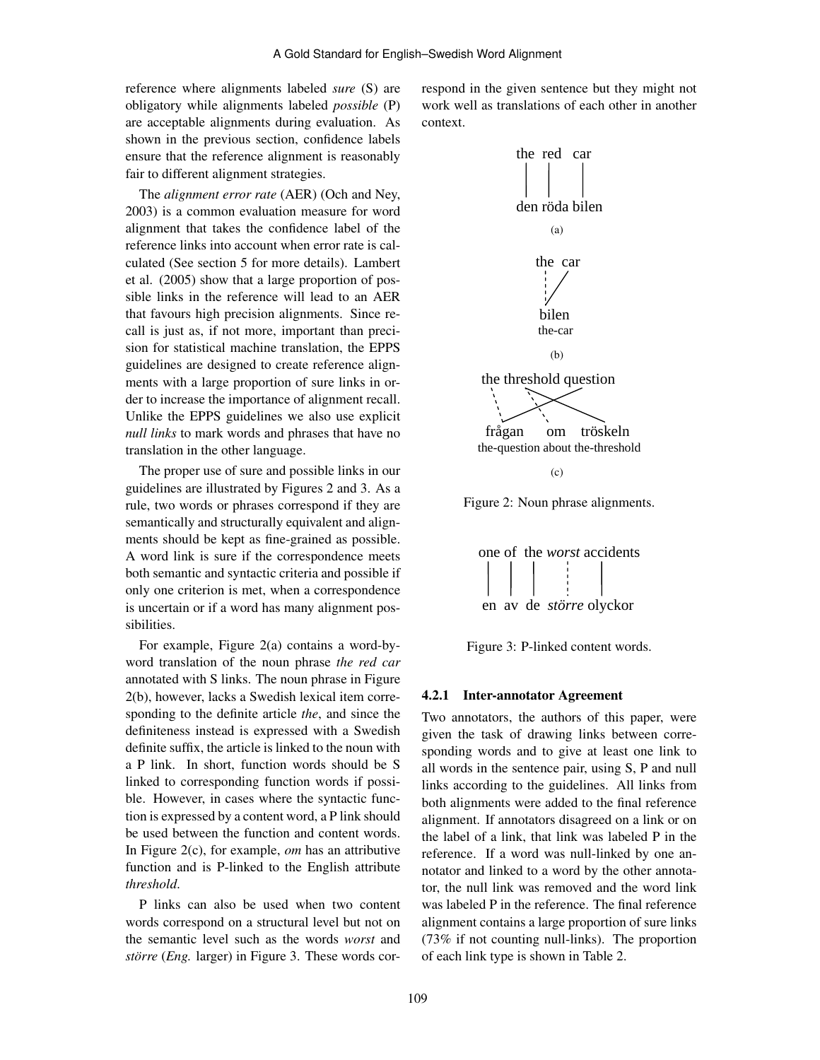reference where alignments labeled *sure* (S) are obligatory while alignments labeled *possible* (P) are acceptable alignments during evaluation. As shown in the previous section, confidence labels ensure that the reference alignment is reasonably fair to different alignment strategies.

The *alignment error rate* (AER) (Och and Ney, 2003) is a common evaluation measure for word alignment that takes the confidence label of the reference links into account when error rate is calculated (See section 5 for more details). Lambert et al. (2005) show that a large proportion of possible links in the reference will lead to an AER that favours high precision alignments. Since recall is just as, if not more, important than precision for statistical machine translation, the EPPS guidelines are designed to create reference alignments with a large proportion of sure links in order to increase the importance of alignment recall. Unlike the EPPS guidelines we also use explicit *null links* to mark words and phrases that have no translation in the other language.

The proper use of sure and possible links in our guidelines are illustrated by Figures 2 and 3. As a rule, two words or phrases correspond if they are semantically and structurally equivalent and alignments should be kept as fine-grained as possible. A word link is sure if the correspondence meets both semantic and syntactic criteria and possible if only one criterion is met, when a correspondence is uncertain or if a word has many alignment possibilities.

For example, Figure 2(a) contains a word-by-word translation of the noun phrase *the red car* annotated with S links. The noun phrase in Figure 2(b), however, lacks a Swedish lexical item corresponding to the definite article *the*, and since the definiteness instead is expressed with a Swedish definite suffix, the article is linked to the noun with a P link. In short, function words should be S linked to corresponding function words if possible. However, in cases where the syntactic function is expressed by a content word, a P link should be used between the function and content words. In Figure 2(c), for example, *om* has an attributive function and is P-linked to the English attribute *threshold*.

P links can also be used when two content words correspond on a structural level but not on the semantic level such as the words *worst* and *större* (*Eng.* larger) in Figure 3. These words correspond in the given sentence but they might not work well as translations of each other in another context.

the red car

den röda bilen

(a)

the car

bilen
the-car

(b)

the threshold question

frågan om tröskeln
the-question about the-threshold

(c)

Figure 2: Noun phrase alignments.

one of the *worst* accidents

en av de *större* olyckor

Figure 3: P-linked content words.

#### 4.2.1 Inter-annotator Agreement

Two annotators, the authors of this paper, were given the task of drawing links between corresponding words and to give at least one link to all words in the sentence pair, using S, P and null links according to the guidelines. All links from both alignments were added to the final reference alignment. If annotators disagreed on a link or on the label of a link, that link was labeled P in the reference. If a word was null-linked by one annotator and linked to a word by the other annotator, the null link was removed and the word link was labeled P in the reference. The final reference alignment contains a large proportion of sure links (73% if not counting null-links). The proportion of each link type is shown in Table 2.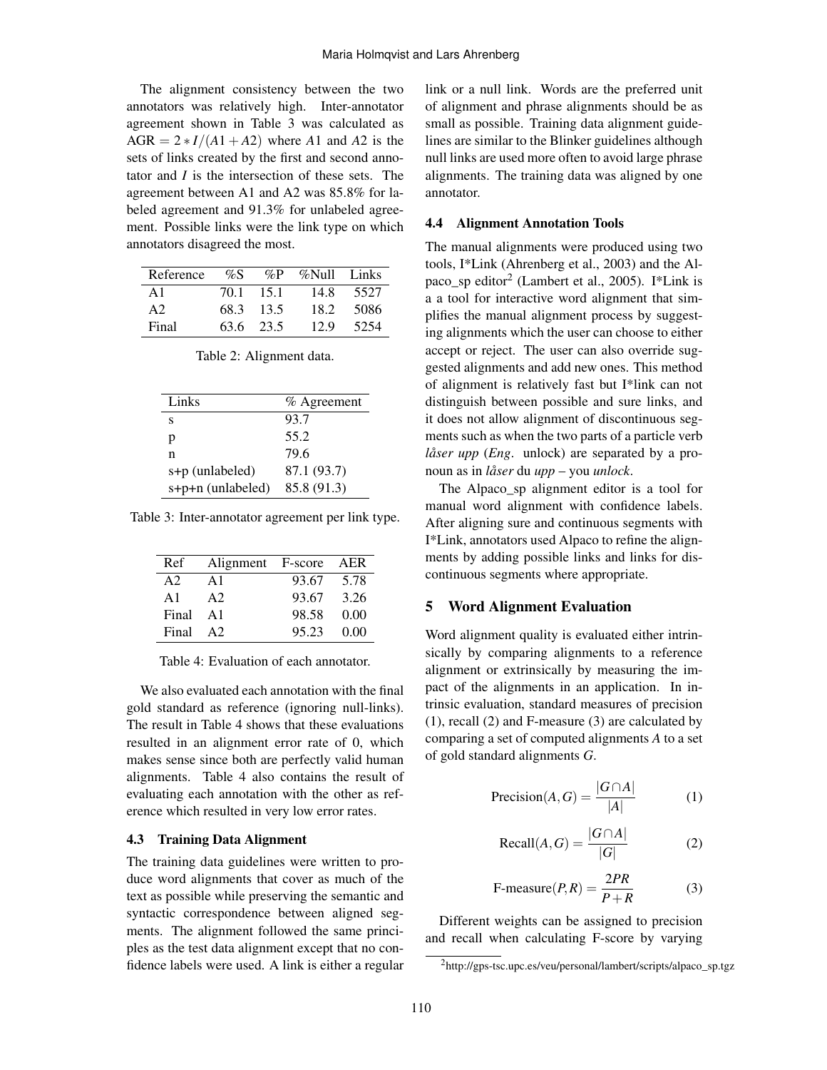The alignment consistency between the two annotators was relatively high. Inter-annotator agreement shown in Table 3 was calculated as $\text{AGR} = 2 * I/(A1 + A2)$ where $A1$ and $A2$ is the sets of links created by the first and second annotator and $I$ is the intersection of these sets. The agreement between A1 and A2 was 85.8% for labeled agreement and 91.3% for unlabeled agreement. Possible links were the link type on which annotators disagreed the most.

| Reference | %S | %P | %Null | Links |
|---|---|---|---|---|
| A1 | 70.1 | 15.1 | 14.8 | 5527 |
| A2 | 68.3 | 13.5 | 18.2 | 5086 |
| Final | 63.6 | 23.5 | 12.9 | 5254 |

Table 2: Alignment data.

| Links | % Agreement |
|---|---|
| s | 93.7 |
| p | 55.2 |
| n | 79.6 |
| s+p (unlabeled) | 87.1 (93.7) |
| s+p+n (unlabeled) | 85.8 (91.3) |

Table 3: Inter-annotator agreement per link type.

| Ref | Alignment | F-score | AER |
|---|---|---|---|
| A2 | A1 | 93.67 | 5.78 |
| A1 | A2 | 93.67 | 3.26 |
| Final | A1 | 98.58 | 0.00 |
| Final | A2 | 95.23 | 0.00 |

Table 4: Evaluation of each annotator.

We also evaluated each annotation with the final gold standard as reference (ignoring null-links). The result in Table 4 shows that these evaluations resulted in an alignment error rate of 0, which makes sense since both are perfectly valid human alignments. Table 4 also contains the result of evaluating each annotation with the other as reference which resulted in very low error rates.

### 4.3 Training Data Alignment

The training data guidelines were written to produce word alignments that cover as much of the text as possible while preserving the semantic and syntactic correspondence between aligned segments. The alignment followed the same principles as the test data alignment except that no confidence labels were used. A link is either a regular link or a null link. Words are the preferred unit of alignment and phrase alignments should be as small as possible. Training data alignment guidelines are similar to the Blinker guidelines although null links are used more often to avoid large phrase alignments. The training data was aligned by one annotator.

### 4.4 Alignment Annotation Tools

The manual alignments were produced using two tools, I*Link (Ahrenberg et al., 2003) and the Alpaco_sp editor[2] (Lambert et al., 2005). I*Link is a a tool for interactive word alignment that simplifies the manual alignment process by suggesting alignments which the user can choose to either accept or reject. The user can also override suggested alignments and add new ones. This method of alignment is relatively fast but I*link can not distinguish between possible and sure links, and it does not allow alignment of discontinuous segments such as when the two parts of a particle verb *låser upp* (*Eng.* unlock) are separated by a pronoun as in *låser* du *upp* – you *unlock*.

The Alpaco_sp alignment editor is a tool for manual word alignment with confidence labels. After aligning sure and continuous segments with I*Link, annotators used Alpaco to refine the alignments by adding possible links and links for discontinuous segments where appropriate.

## 5 Word Alignment Evaluation

Word alignment quality is evaluated either intrinsically by comparing alignments to a reference alignment or extrinsically by measuring the impact of the alignments in an application. In intrinsic evaluation, standard measures of precision (1), recall (2) and F-measure (3) are calculated by comparing a set of computed alignments $A$ to a set of gold standard alignments $G$.

$$\text{Precision}(A,G) = \frac{|G \cap A|}{|A|} \quad (1)$$

$$\text{Recall}(A,G) = \frac{|G \cap A|}{|G|} \quad (2)$$

$$\text{F-measure}(P,R) = \frac{2PR}{P+R} \quad (3)$$

Different weights can be assigned to precision and recall when calculating F-score by varying

[2] http://gps-tsc.upc.es/veu/personal/lambert/scripts/alpaco_sp.tgz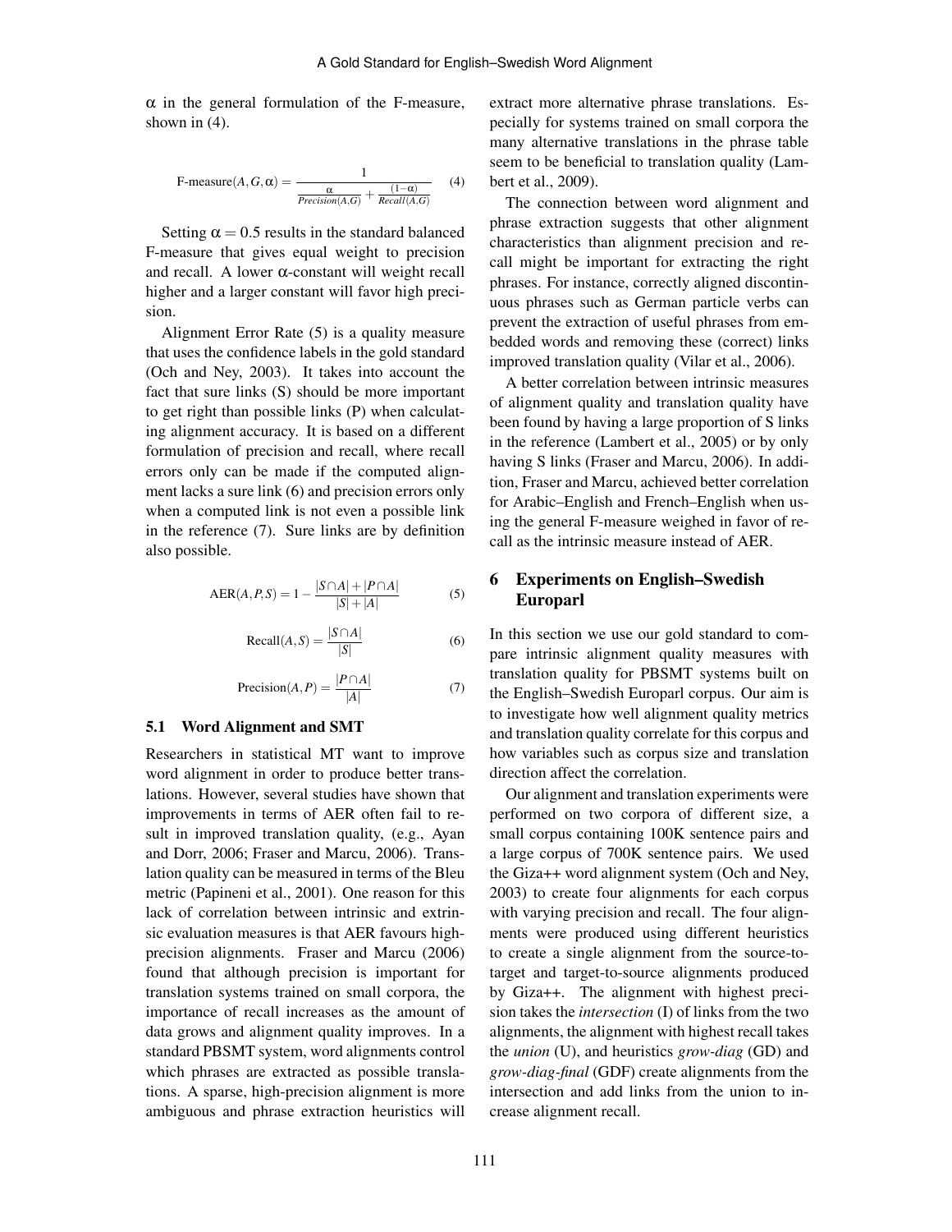$\alpha$ in the general formulation of the F-measure, shown in (4).

$$\text{F-measure}(A,G,\alpha) = \frac{1}{\frac{\alpha}{Precision(A,G)} + \frac{(1-\alpha)}{Recall(A,G)}} \quad (4)$$

Setting $\alpha = 0.5$ results in the standard balanced F-measure that gives equal weight to precision and recall. A lower $\alpha$-constant will weight recall higher and a larger constant will favor high precision.

Alignment Error Rate (5) is a quality measure that uses the confidence labels in the gold standard (Och and Ney, 2003). It takes into account the fact that sure links (S) should be more important to get right than possible links (P) when calculating alignment accuracy. It is based on a different formulation of precision and recall, where recall errors only can be made if the computed alignment lacks a sure link (6) and precision errors only when a computed link is not even a possible link in the reference (7). Sure links are by definition also possible.

$$\text{AER}(A,P,S) = 1 - \frac{|S \cap A| + |P \cap A|}{|S| + |A|} \quad (5)$$

$$\text{Recall}(A,S) = \frac{|S \cap A|}{|S|} \quad (6)$$

$$\text{Precision}(A,P) = \frac{|P \cap A|}{|A|} \quad (7)$$

### 5.1 Word Alignment and SMT

Researchers in statistical MT want to improve word alignment in order to produce better translations. However, several studies have shown that improvements in terms of AER often fail to result in improved translation quality, (e.g., Ayan and Dorr, 2006; Fraser and Marcu, 2006). Translation quality can be measured in terms of the Bleu metric (Papineni et al., 2001). One reason for this lack of correlation between intrinsic and extrinsic evaluation measures is that AER favours high-precision alignments. Fraser and Marcu (2006) found that although precision is important for translation systems trained on small corpora, the importance of recall increases as the amount of data grows and alignment quality improves. In a standard PBSMT system, word alignments control which phrases are extracted as possible translations. A sparse, high-precision alignment is more ambiguous and phrase extraction heuristics will extract more alternative phrase translations. Especially for systems trained on small corpora the many alternative translations in the phrase table seem to be beneficial to translation quality (Lambert et al., 2009).

The connection between word alignment and phrase extraction suggests that other alignment characteristics than alignment precision and recall might be important for extracting the right phrases. For instance, correctly aligned discontinuous phrases such as German particle verbs can prevent the extraction of useful phrases from embedded words and removing these (correct) links improved translation quality (Vilar et al., 2006).

A better correlation between intrinsic measures of alignment quality and translation quality have been found by having a large proportion of S links in the reference (Lambert et al., 2005) or by only having S links (Fraser and Marcu, 2006). In addition, Fraser and Marcu, achieved better correlation for Arabic–English and French–English when using the general F-measure weighed in favor of recall as the intrinsic measure instead of AER.

## 6 Experiments on English–Swedish Europarl

In this section we use our gold standard to compare intrinsic alignment quality measures with translation quality for PBSMT systems built on the English–Swedish Europarl corpus. Our aim is to investigate how well alignment quality metrics and translation quality correlate for this corpus and how variables such as corpus size and translation direction affect the correlation.

Our alignment and translation experiments were performed on two corpora of different size, a small corpus containing 100K sentence pairs and a large corpus of 700K sentence pairs. We used the Giza++ word alignment system (Och and Ney, 2003) to create four alignments for each corpus with varying precision and recall. The four alignments were produced using different heuristics to create a single alignment from the source-to-target and target-to-source alignments produced by Giza++. The alignment with highest precision takes the *intersection* (I) of links from the two alignments, the alignment with highest recall takes the *union* (U), and heuristics *grow-diag* (GD) and *grow-diag-final* (GDF) create alignments from the intersection and add links from the union to increase alignment recall.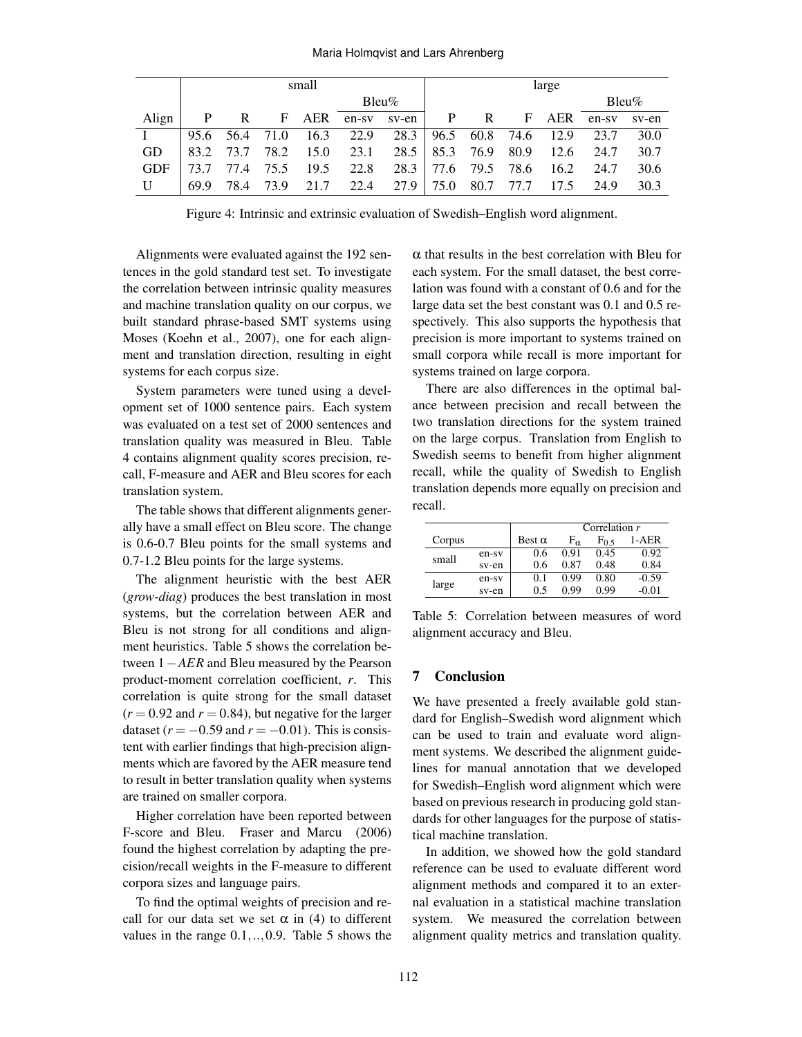| Align | small | | | | | | large | | | | | |
|---|---|---|---|---|---|---|---|---|---|---|---|---|
| | | | | | Bleu% | | | | | | Bleu% | |
| | P | R | F | AER | en-sv | sv-en | P | R | F | AER | en-sv | sv-en |
| I | 95.6 | 56.4 | 71.0 | 16.3 | 22.9 | 28.3 | 96.5 | 60.8 | 74.6 | 12.9 | 23.7 | 30.0 |
| GD | 83.2 | 73.7 | 78.2 | 15.0 | 23.1 | 28.5 | 85.3 | 76.9 | 80.9 | 12.6 | 24.7 | 30.7 |
| GDF | 73.7 | 77.4 | 75.5 | 19.5 | 22.8 | 28.3 | 77.6 | 79.5 | 78.6 | 16.2 | 24.7 | 30.6 |
| U | 69.9 | 78.4 | 73.9 | 21.7 | 22.4 | 27.9 | 75.0 | 80.7 | 77.7 | 17.5 | 24.9 | 30.3 |

Figure 4: Intrinsic and extrinsic evaluation of Swedish–English word alignment.

Alignments were evaluated against the 192 sentences in the gold standard test set. To investigate the correlation between intrinsic quality measures and machine translation quality on our corpus, we built standard phrase-based SMT systems using Moses (Koehn et al., 2007), one for each alignment and translation direction, resulting in eight systems for each corpus size.

System parameters were tuned using a development set of 1000 sentence pairs. Each system was evaluated on a test set of 2000 sentences and translation quality was measured in Bleu. Table 4 contains alignment quality scores precision, recall, F-measure and AER and Bleu scores for each translation system.

The table shows that different alignments generally have a small effect on Bleu score. The change is 0.6-0.7 Bleu points for the small systems and 0.7-1.2 Bleu points for the large systems.

The alignment heuristic with the best AER (*grow-diag*) produces the best translation in most systems, but the correlation between AER and Bleu is not strong for all conditions and alignment heuristics. Table 5 shows the correlation between $1-AER$ and Bleu measured by the Pearson product-moment correlation coefficient, $r$. This correlation is quite strong for the small dataset ($r = 0.92$ and $r = 0.84$), but negative for the larger dataset ($r = -0.59$ and $r = -0.01$). This is consistent with earlier findings that high-precision alignments which are favored by the AER measure tend to result in better translation quality when systems are trained on smaller corpora.

Higher correlation have been reported between F-score and Bleu. Fraser and Marcu (2006) found the highest correlation by adapting the precision/recall weights in the F-measure to different corpora sizes and language pairs.

To find the optimal weights of precision and recall for our data set we set $\alpha$ in (4) to different values in the range $0.1, .., 0.9$. Table 5 shows the $\alpha$ that results in the best correlation with Bleu for each system. For the small dataset, the best correlation was found with a constant of 0.6 and for the large data set the best constant was 0.1 and 0.5 respectively. This also supports the hypothesis that precision is more important to systems trained on small corpora while recall is more important for systems trained on large corpora.

There are also differences in the optimal balance between precision and recall between the two translation directions for the system trained on the large corpus. Translation from English to Swedish seems to benefit from higher alignment recall, while the quality of Swedish to English translation depends more equally on precision and recall.

| Corpus | | Best $\alpha$ | Correlation $r$ $F_\alpha$ | $F_{0.5}$ | 1-AER |
|---|---|---|---|---|---|
| small | en-sv | 0.6 | 0.91 | 0.45 | 0.92 |
| | sv-en | 0.6 | 0.87 | 0.48 | 0.84 |
| large | en-sv | 0.1 | 0.99 | 0.80 | -0.59 |
| | sv-en | 0.5 | 0.99 | 0.99 | -0.01 |

Table 5: Correlation between measures of word alignment accuracy and Bleu.

## 7 Conclusion

We have presented a freely available gold standard for English–Swedish word alignment which can be used to train and evaluate word alignment systems. We described the alignment guidelines for manual annotation that we developed for Swedish–English word alignment which were based on previous research in producing gold standards for other languages for the purpose of statistical machine translation.

In addition, we showed how the gold standard reference can be used to evaluate different word alignment methods and compared it to an external evaluation in a statistical machine translation system. We measured the correlation between alignment quality metrics and translation quality.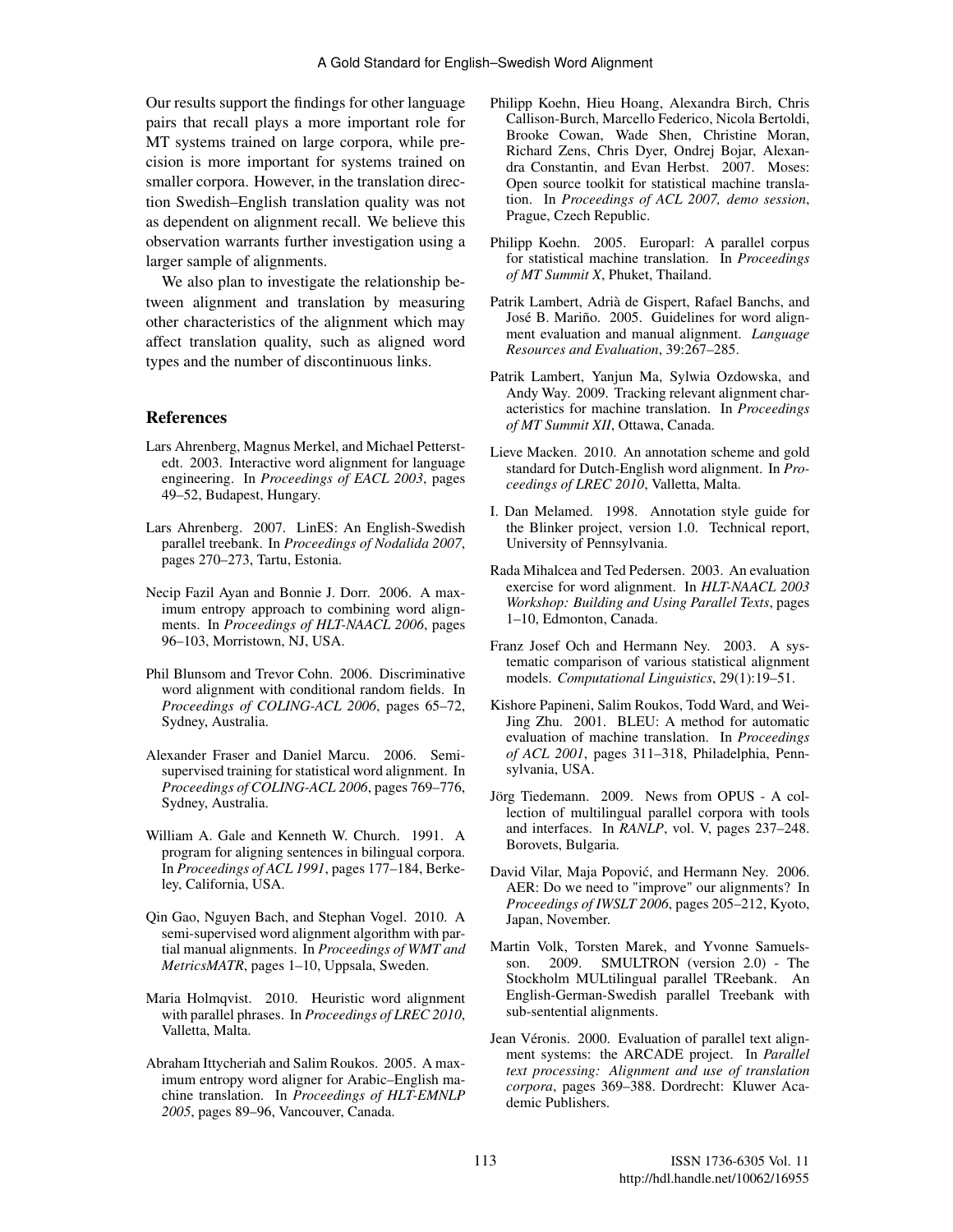Our results support the findings for other language pairs that recall plays a more important role for MT systems trained on large corpora, while precision is more important for systems trained on smaller corpora. However, in the translation direction Swedish–English translation quality was not as dependent on alignment recall. We believe this observation warrants further investigation using a larger sample of alignments.

We also plan to investigate the relationship between alignment and translation by measuring other characteristics of the alignment which may affect translation quality, such as aligned word types and the number of discontinuous links.

## References

Lars Ahrenberg, Magnus Merkel, and Michael Petterstedt. 2003. Interactive word alignment for language engineering. In *Proceedings of EACL 2003*, pages 49–52, Budapest, Hungary.

Lars Ahrenberg. 2007. LinES: An English-Swedish parallel treebank. In *Proceedings of Nodalida 2007*, pages 270–273, Tartu, Estonia.

Necip Fazil Ayan and Bonnie J. Dorr. 2006. A maximum entropy approach to combining word alignments. In *Proceedings of HLT-NAACL 2006*, pages 96–103, Morristown, NJ, USA.

Phil Blunsom and Trevor Cohn. 2006. Discriminative word alignment with conditional random fields. In *Proceedings of COLING-ACL 2006*, pages 65–72, Sydney, Australia.

Alexander Fraser and Daniel Marcu. 2006. Semi-supervised training for statistical word alignment. In *Proceedings of COLING-ACL 2006*, pages 769–776, Sydney, Australia.

William A. Gale and Kenneth W. Church. 1991. A program for aligning sentences in bilingual corpora. In *Proceedings of ACL 1991*, pages 177–184, Berkeley, California, USA.

Qin Gao, Nguyen Bach, and Stephan Vogel. 2010. A semi-supervised word alignment algorithm with partial manual alignments. In *Proceedings of WMT and MetricsMATR*, pages 1–10, Uppsala, Sweden.

Maria Holmqvist. 2010. Heuristic word alignment with parallel phrases. In *Proceedings of LREC 2010*, Valletta, Malta.

Abraham Ittycheriah and Salim Roukos. 2005. A maximum entropy word aligner for Arabic–English machine translation. In *Proceedings of HLT-EMNLP 2005*, pages 89–96, Vancouver, Canada.

Philipp Koehn, Hieu Hoang, Alexandra Birch, Chris Callison-Burch, Marcello Federico, Nicola Bertoldi, Brooke Cowan, Wade Shen, Christine Moran, Richard Zens, Chris Dyer, Ondrej Bojar, Alexandra Constantin, and Evan Herbst. 2007. Moses: Open source toolkit for statistical machine translation. In *Proceedings of ACL 2007, demo session*, Prague, Czech Republic.

Philipp Koehn. 2005. Europarl: A parallel corpus for statistical machine translation. In *Proceedings of MT Summit X*, Phuket, Thailand.

Patrik Lambert, Adrià de Gispert, Rafael Banchs, and José B. Mariño. 2005. Guidelines for word alignment evaluation and manual alignment. *Language Resources and Evaluation*, 39:267–285.

Patrik Lambert, Yanjun Ma, Sylwia Ozdowska, and Andy Way. 2009. Tracking relevant alignment characteristics for machine translation. In *Proceedings of MT Summit XII*, Ottawa, Canada.

Lieve Macken. 2010. An annotation scheme and gold standard for Dutch-English word alignment. In *Proceedings of LREC 2010*, Valletta, Malta.

I. Dan Melamed. 1998. Annotation style guide for the Blinker project, version 1.0. Technical report, University of Pennsylvania.

Rada Mihalcea and Ted Pedersen. 2003. An evaluation exercise for word alignment. In *HLT-NAACL 2003 Workshop: Building and Using Parallel Texts*, pages 1–10, Edmonton, Canada.

Franz Josef Och and Hermann Ney. 2003. A systematic comparison of various statistical alignment models. *Computational Linguistics*, 29(1):19–51.

Kishore Papineni, Salim Roukos, Todd Ward, and Wei-Jing Zhu. 2001. BLEU: A method for automatic evaluation of machine translation. In *Proceedings of ACL 2001*, pages 311–318, Philadelphia, Pennsylvania, USA.

Jörg Tiedemann. 2009. News from OPUS - A collection of multilingual parallel corpora with tools and interfaces. In *RANLP*, vol. V, pages 237–248. Borovets, Bulgaria.

David Vilar, Maja Popović, and Hermann Ney. 2006. AER: Do we need to "improve" our alignments? In *Proceedings of IWSLT 2006*, pages 205–212, Kyoto, Japan, November.

Martin Volk, Torsten Marek, and Yvonne Samuelsson. 2009. SMULTRON (version 2.0) - The Stockholm MULtilingual parallel TReebank. An English-German-Swedish parallel Treebank with sub-sentential alignments.

Jean Véronis. 2000. Evaluation of parallel text alignment systems: the ARCADE project. In *Parallel text processing: Alignment and use of translation corpora*, pages 369–388. Dordrecht: Kluwer Academic Publishers.